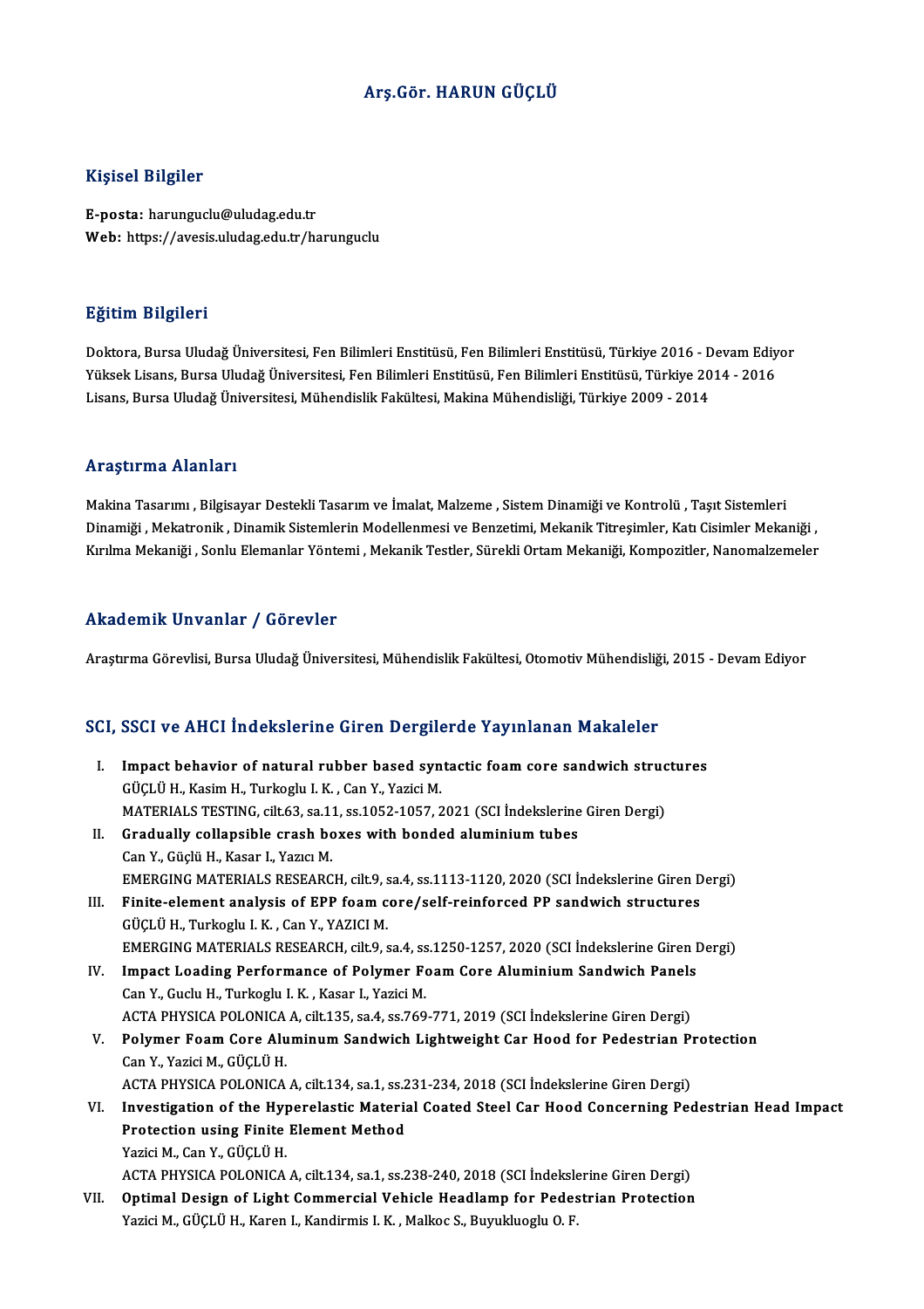# Arş.Gör. HARUN GÜÇLÜ

## Kişisel Bilgiler

**E-posta:** harunguclu@uludag.edu.tr
**Web:** https://avesis.uludag.edu.tr/harunguclu

## Eğitim Bilgileri

Doktora, Bursa Uludağ Üniversitesi, Fen Bilimleri Enstitüsü, Fen Bilimleri Enstitüsü, Türkiye 2016 - Devam Ediyor
Yüksek Lisans, Bursa Uludağ Üniversitesi, Fen Bilimleri Enstitüsü, Fen Bilimleri Enstitüsü, Türkiye 2014 - 2016
Lisans, Bursa Uludağ Üniversitesi, Mühendislik Fakültesi, Makina Mühendisliği, Türkiye 2009 - 2014

## Araştırma Alanları

Makina Tasarımı , Bilgisayar Destekli Tasarım ve İmalat, Malzeme , Sistem Dinamiği ve Kontrolü , Taşıt Sistemleri Dinamiği , Mekatronik , Dinamik Sistemlerin Modellenmesi ve Benzetimi, Mekanik Titreşimler, Katı Cisimler Mekaniği , Kırılma Mekaniği , Sonlu Elemanlar Yöntemi , Mekanik Testler, Sürekli Ortam Mekaniği, Kompozitler, Nanomalzemeler

## Akademik Unvanlar / Görevler

Araştırma Görevlisi, Bursa Uludağ Üniversitesi, Mühendislik Fakültesi, Otomotiv Mühendisliği, 2015 - Devam Ediyor

## SCI, SSCI ve AHCI İndekslerine Giren Dergilerde Yayınlanan Makaleler

I. **Impact behavior of natural rubber based syntactic foam core sandwich structures**
GÜÇLÜ H., Kasim H., Turkoglu I. K. , Can Y., Yazici M.
MATERIALS TESTING, cilt.63, sa.11, ss.1052-1057, 2021 (SCI İndekslerine Giren Dergi)

II. **Gradually collapsible crash boxes with bonded aluminium tubes**
Can Y., Güçlü H., Kasar I., Yazıcı M.
EMERGING MATERIALS RESEARCH, cilt.9, sa.4, ss.1113-1120, 2020 (SCI İndekslerine Giren Dergi)

III. **Finite-element analysis of EPP foam core/self-reinforced PP sandwich structures**
GÜÇLÜ H., Turkoglu I. K. , Can Y., YAZICI M.
EMERGING MATERIALS RESEARCH, cilt.9, sa.4, ss.1250-1257, 2020 (SCI İndekslerine Giren Dergi)

IV. **Impact Loading Performance of Polymer Foam Core Aluminium Sandwich Panels**
Can Y., Guclu H., Turkoglu I. K. , Kasar I., Yazici M.
ACTA PHYSICA POLONICA A, cilt.135, sa.4, ss.769-771, 2019 (SCI İndekslerine Giren Dergi)

V. **Polymer Foam Core Aluminum Sandwich Lightweight Car Hood for Pedestrian Protection**
Can Y., Yazici M., GÜÇLÜ H.
ACTA PHYSICA POLONICA A, cilt.134, sa.1, ss.231-234, 2018 (SCI İndekslerine Giren Dergi)

VI. **Investigation of the Hyperelastic Material Coated Steel Car Hood Concerning Pedestrian Head Impact Protection using Finite Element Method**
Yazici M., Can Y., GÜÇLÜ H.
ACTA PHYSICA POLONICA A, cilt.134, sa.1, ss.238-240, 2018 (SCI İndekslerine Giren Dergi)

VII. **Optimal Design of Light Commercial Vehicle Headlamp for Pedestrian Protection**
Yazici M., GÜÇLÜ H., Karen I., Kandirmis I. K. , Malkoc S., Buyukluoglu O. F.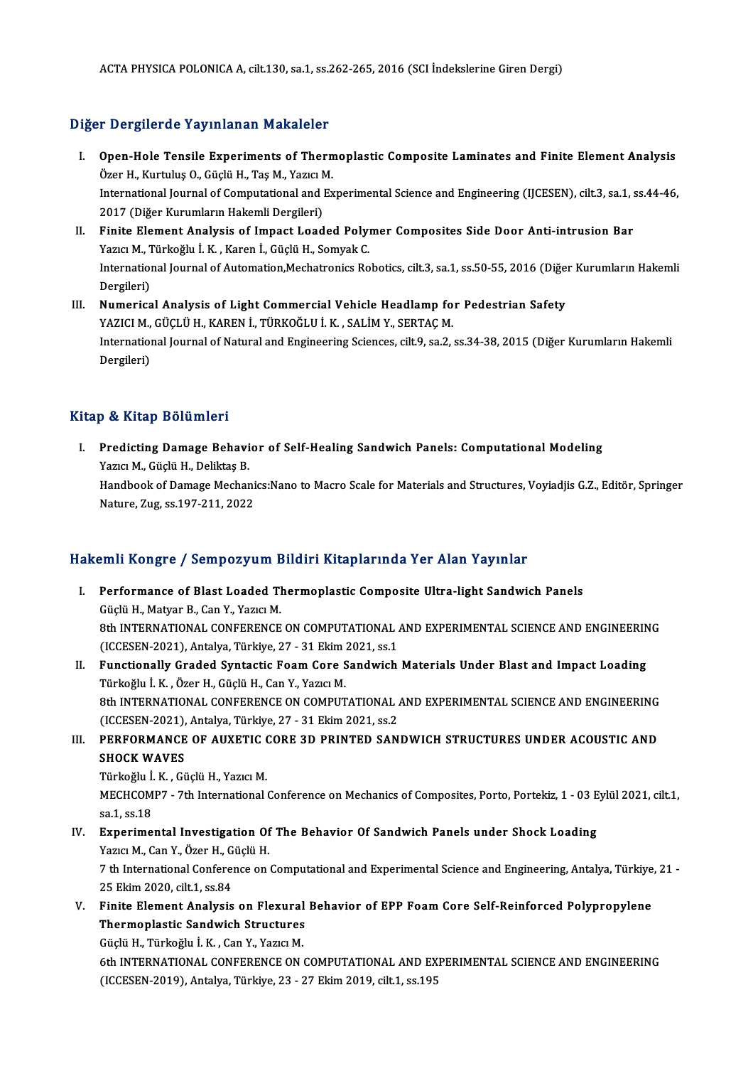ACTA PHYSICA POLONICA A, cilt.130, sa.1, ss.262-265, 2016 (SCI İndekslerine Giren Dergi)

## Diğer Dergilerde Yayınlanan Makaleler

I. **Open-Hole Tensile Experiments of Thermoplastic Composite Laminates and Finite Element Analysis**
   Özer H., Kurtuluş O., Güçlü H., Taş M., Yazıcı M.
   International Journal of Computational and Experimental Science and Engineering (IJCESEN), cilt.3, sa.1, ss.44-46, 2017 (Diğer Kurumların Hakemli Dergileri)

II. **Finite Element Analysis of Impact Loaded Polymer Composites Side Door Anti-intrusion Bar**
   Yazıcı M., Türkoğlu İ. K. , Karen İ., Güçlü H., Somyak C.
   International Journal of Automation,Mechatronics Robotics, cilt.3, sa.1, ss.50-55, 2016 (Diğer Kurumların Hakemli Dergileri)

III. **Numerical Analysis of Light Commercial Vehicle Headlamp for Pedestrian Safety**
   YAZICI M., GÜÇLÜ H., KAREN İ., TÜRKOĞLU İ. K. , SALİM Y., SERTAÇ M.
   International Journal of Natural and Engineering Sciences, cilt.9, sa.2, ss.34-38, 2015 (Diğer Kurumların Hakemli Dergileri)

## Kitap & Kitap Bölümleri

I. **Predicting Damage Behavior of Self-Healing Sandwich Panels: Computational Modeling**
   Yazıcı M., Güçlü H., Deliktaş B.
   Handbook of Damage Mechanics:Nano to Macro Scale for Materials and Structures, Voyiadjis G.Z., Editör, Springer Nature, Zug, ss.197-211, 2022

## Hakemli Kongre / Sempozyum Bildiri Kitaplarında Yer Alan Yayınlar

I. **Performance of Blast Loaded Thermoplastic Composite Ultra-light Sandwich Panels**
   Güçlü H., Matyar B., Can Y., Yazıcı M.
   8th INTERNATIONAL CONFERENCE ON COMPUTATIONAL AND EXPERIMENTAL SCIENCE AND ENGINEERING (ICCESEN-2021), Antalya, Türkiye, 27 - 31 Ekim 2021, ss.1

II. **Functionally Graded Syntactic Foam Core Sandwich Materials Under Blast and Impact Loading**
   Türkoğlu İ. K. , Özer H., Güçlü H., Can Y., Yazıcı M.
   8th INTERNATIONAL CONFERENCE ON COMPUTATIONAL AND EXPERIMENTAL SCIENCE AND ENGINEERING (ICCESEN-2021), Antalya, Türkiye, 27 - 31 Ekim 2021, ss.2

III. **PERFORMANCE OF AUXETIC CORE 3D PRINTED SANDWICH STRUCTURES UNDER ACOUSTIC AND SHOCK WAVES**
   Türkoğlu İ. K. , Güçlü H., Yazıcı M.
   MECHCOMP7 - 7th International Conference on Mechanics of Composites, Porto, Portekiz, 1 - 03 Eylül 2021, cilt.1, sa.1, ss.18

IV. **Experimental Investigation Of The Behavior Of Sandwich Panels under Shock Loading**
   Yazıcı M., Can Y., Özer H., Güçlü H.
   7 th International Conference on Computational and Experimental Science and Engineering, Antalya, Türkiye, 21 - 25 Ekim 2020, cilt.1, ss.84

V. **Finite Element Analysis on Flexural Behavior of EPP Foam Core Self-Reinforced Polypropylene Thermoplastic Sandwich Structures**
   Güçlü H., Türkoğlu İ. K. , Can Y., Yazıcı M.
   6th INTERNATIONAL CONFERENCE ON COMPUTATIONAL AND EXPERIMENTAL SCIENCE AND ENGINEERING (ICCESEN-2019), Antalya, Türkiye, 23 - 27 Ekim 2019, cilt.1, ss.195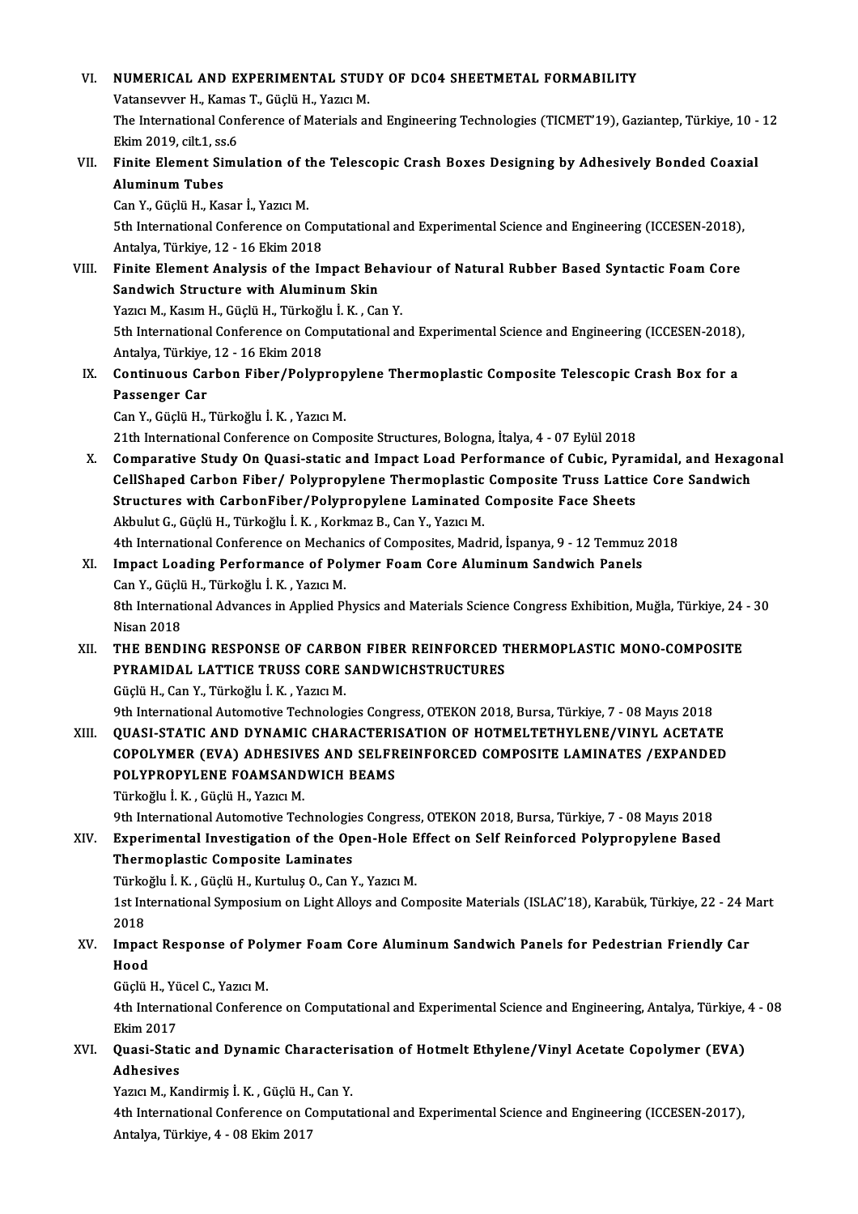VI. **NUMERICAL AND EXPERIMENTAL STUDY OF DC04 SHEETMETAL FORMABILITY**
Vatansevver H., Kamas T., Güçlü H., Yazıcı M.
The International Conference of Materials and Engineering Technologies (TICMET'19), Gaziantep, Türkiye, 10 - 12 Ekim 2019, cilt.1, ss.6

VII. **Finite Element Simulation of the Telescopic Crash Boxes Designing by Adhesively Bonded Coaxial Aluminum Tubes**
Can Y., Güçlü H., Kasar İ., Yazıcı M.
5th International Conference on Computational and Experimental Science and Engineering (ICCESEN-2018), Antalya, Türkiye, 12 - 16 Ekim 2018

VIII. **Finite Element Analysis of the Impact Behaviour of Natural Rubber Based Syntactic Foam Core Sandwich Structure with Aluminum Skin**
Yazıcı M., Kasım H., Güçlü H., Türkoğlu İ. K. , Can Y.
5th International Conference on Computational and Experimental Science and Engineering (ICCESEN-2018), Antalya, Türkiye, 12 - 16 Ekim 2018

IX. **Continuous Carbon Fiber/Polypropylene Thermoplastic Composite Telescopic Crash Box for a Passenger Car**
Can Y., Güçlü H., Türkoğlu İ. K. , Yazıcı M.
21th International Conference on Composite Structures, Bologna, İtalya, 4 - 07 Eylül 2018

X. **Comparative Study On Quasi-static and Impact Load Performance of Cubic, Pyramidal, and Hexagonal CellShaped Carbon Fiber/ Polypropylene Thermoplastic Composite Truss Lattice Core Sandwich Structures with CarbonFiber/Polypropylene Laminated Composite Face Sheets**
Akbulut G., Güçlü H., Türkoğlu İ. K. , Korkmaz B., Can Y., Yazıcı M.
4th International Conference on Mechanics of Composites, Madrid, İspanya, 9 - 12 Temmuz 2018

XI. **Impact Loading Performance of Polymer Foam Core Aluminum Sandwich Panels**
Can Y., Güçlü H., Türkoğlu İ. K. , Yazıcı M.
8th International Advances in Applied Physics and Materials Science Congress Exhibition, Muğla, Türkiye, 24 - 30 Nisan 2018

XII. **THE BENDING RESPONSE OF CARBON FIBER REINFORCED THERMOPLASTIC MONO-COMPOSITE PYRAMIDAL LATTICE TRUSS CORE SANDWICHSTRUCTURES**
Güçlü H., Can Y., Türkoğlu İ. K. , Yazıcı M.
9th International Automotive Technologies Congress, OTEKON 2018, Bursa, Türkiye, 7 - 08 Mayıs 2018

XIII. **QUASI-STATIC AND DYNAMIC CHARACTERISATION OF HOTMELTETHYLENE/VINYL ACETATE COPOLYMER (EVA) ADHESIVES AND SELFREINFORCED COMPOSITE LAMINATES /EXPANDED POLYPROPYLENE FOAMSANDWICH BEAMS**
Türkoğlu İ. K. , Güçlü H., Yazıcı M.
9th International Automotive Technologies Congress, OTEKON 2018, Bursa, Türkiye, 7 - 08 Mayıs 2018

XIV. **Experimental Investigation of the Open-Hole Effect on Self Reinforced Polypropylene Based Thermoplastic Composite Laminates**
Türkoğlu İ. K. , Güçlü H., Kurtuluş O., Can Y., Yazıcı M.
1st International Symposium on Light Alloys and Composite Materials (ISLAC'18), Karabük, Türkiye, 22 - 24 Mart 2018

XV. **Impact Response of Polymer Foam Core Aluminum Sandwich Panels for Pedestrian Friendly Car Hood**
Güçlü H., Yücel C., Yazıcı M.
4th International Conference on Computational and Experimental Science and Engineering, Antalya, Türkiye, 4 - 08 Ekim 2017

XVI. **Quasi-Static and Dynamic Characterisation of Hotmelt Ethylene/Vinyl Acetate Copolymer (EVA) Adhesives**
Yazıcı M., Kandirmiş İ. K. , Güçlü H., Can Y.
4th International Conference on Computational and Experimental Science and Engineering (ICCESEN-2017), Antalya, Türkiye, 4 - 08 Ekim 2017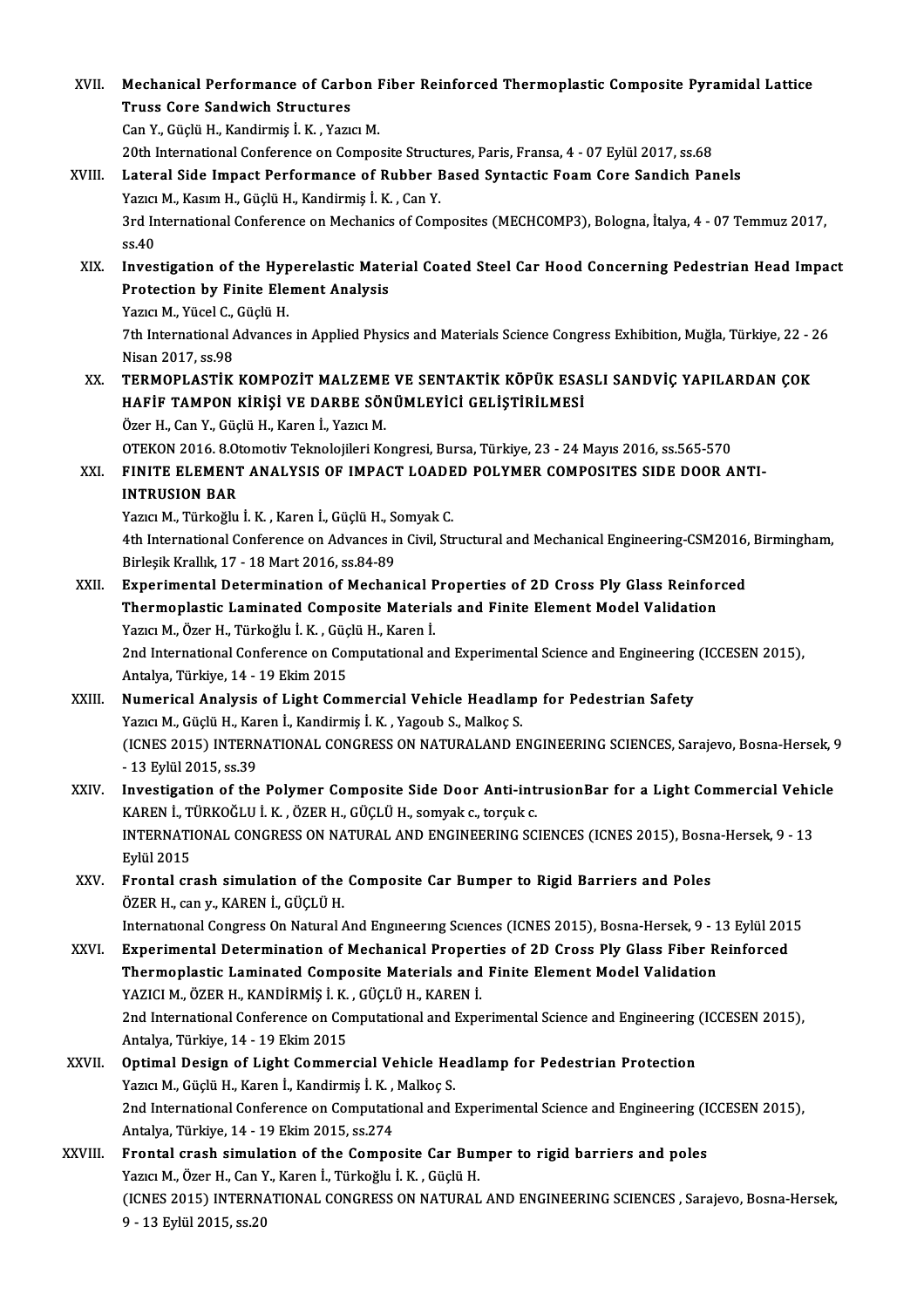XVII. **Mechanical Performance of Carbon Fiber Reinforced Thermoplastic Composite Pyramidal Lattice Truss Core Sandwich Structures**
Can Y., Güçlü H., Kandirmiş İ. K. , Yazıcı M.
20th International Conference on Composite Structures, Paris, Fransa, 4 - 07 Eylül 2017, ss.68

XVIII. **Lateral Side Impact Performance of Rubber Based Syntactic Foam Core Sandich Panels**
Yazıcı M., Kasım H., Güçlü H., Kandirmiş İ. K. , Can Y.
3rd International Conference on Mechanics of Composites (MECHCOMP3), Bologna, İtalya, 4 - 07 Temmuz 2017, ss.40

XIX. **Investigation of the Hyperelastic Material Coated Steel Car Hood Concerning Pedestrian Head Impact Protection by Finite Element Analysis**
Yazıcı M., Yücel C., Güçlü H.
7th International Advances in Applied Physics and Materials Science Congress Exhibition, Muğla, Türkiye, 22 - 26 Nisan 2017, ss.98

XX. **TERMOPLASTİK KOMPOZİT MALZEME VE SENTAKTİK KÖPÜK ESASLI SANDVİÇ YAPILARDAN ÇOK HAFİF TAMPON KİRİŞİ VE DARBE SÖNÜMLEYİCİ GELİŞTİRİLMESİ**
Özer H., Can Y., Güçlü H., Karen İ., Yazıcı M.
OTEKON 2016. 8.Otomotiv Teknolojileri Kongresi, Bursa, Türkiye, 23 - 24 Mayıs 2016, ss.565-570

XXI. **FINITE ELEMENT ANALYSIS OF IMPACT LOADED POLYMER COMPOSITES SIDE DOOR ANTI-INTRUSION BAR**
Yazıcı M., Türkoğlu İ. K. , Karen İ., Güçlü H., Somyak C.
4th International Conference on Advances in Civil, Structural and Mechanical Engineering-CSM2016, Birmingham, Birleşik Krallık, 17 - 18 Mart 2016, ss.84-89

XXII. **Experimental Determination of Mechanical Properties of 2D Cross Ply Glass Reinforced Thermoplastic Laminated Composite Materials and Finite Element Model Validation**
Yazıcı M., Özer H., Türkoğlu İ. K. , Güçlü H., Karen İ.
2nd International Conference on Computational and Experimental Science and Engineering (ICCESEN 2015), Antalya, Türkiye, 14 - 19 Ekim 2015

XXIII. **Numerical Analysis of Light Commercial Vehicle Headlamp for Pedestrian Safety**
Yazıcı M., Güçlü H., Karen İ., Kandirmiş İ. K. , Yagoub S., Malkoç S.
(ICNES 2015) INTERNATIONAL CONGRESS ON NATURALAND ENGINEERING SCIENCES, Sarajevo, Bosna-Hersek, 9 - 13 Eylül 2015, ss.39

XXIV. **Investigation of the Polymer Composite Side Door Anti-intrusionBar for a Light Commercial Vehicle**
KAREN İ., TÜRKOĞLU İ. K. , ÖZER H., GÜÇLÜ H., somyak c., torçuk c.
INTERNATIONAL CONGRESS ON NATURAL AND ENGINEERING SCIENCES (ICNES 2015), Bosna-Hersek, 9 - 13 Eylül 2015

XXV. **Frontal crash simulation of the Composite Car Bumper to Rigid Barriers and Poles**
ÖZER H., can y., KAREN İ., GÜÇLÜ H.
Internatıonal Congress On Natural And Engıneerıng Scıences (ICNES 2015), Bosna-Hersek, 9 - 13 Eylül 2015

XXVI. **Experimental Determination of Mechanical Properties of 2D Cross Ply Glass Fiber Reinforced Thermoplastic Laminated Composite Materials and Finite Element Model Validation**
YAZICI M., ÖZER H., KANDİRMİŞ İ. K. , GÜÇLÜ H., KAREN İ.
2nd International Conference on Computational and Experimental Science and Engineering (ICCESEN 2015), Antalya, Türkiye, 14 - 19 Ekim 2015

XXVII. **Optimal Design of Light Commercial Vehicle Headlamp for Pedestrian Protection**
Yazıcı M., Güçlü H., Karen İ., Kandirmiş İ. K. , Malkoç S.
2nd International Conference on Computational and Experimental Science and Engineering (ICCESEN 2015), Antalya, Türkiye, 14 - 19 Ekim 2015, ss.274

XXVIII. **Frontal crash simulation of the Composite Car Bumper to rigid barriers and poles**
Yazıcı M., Özer H., Can Y., Karen İ., Türkoğlu İ. K. , Güçlü H.
(ICNES 2015) INTERNATIONAL CONGRESS ON NATURAL AND ENGINEERING SCIENCES , Sarajevo, Bosna-Hersek, 9 - 13 Eylül 2015, ss.20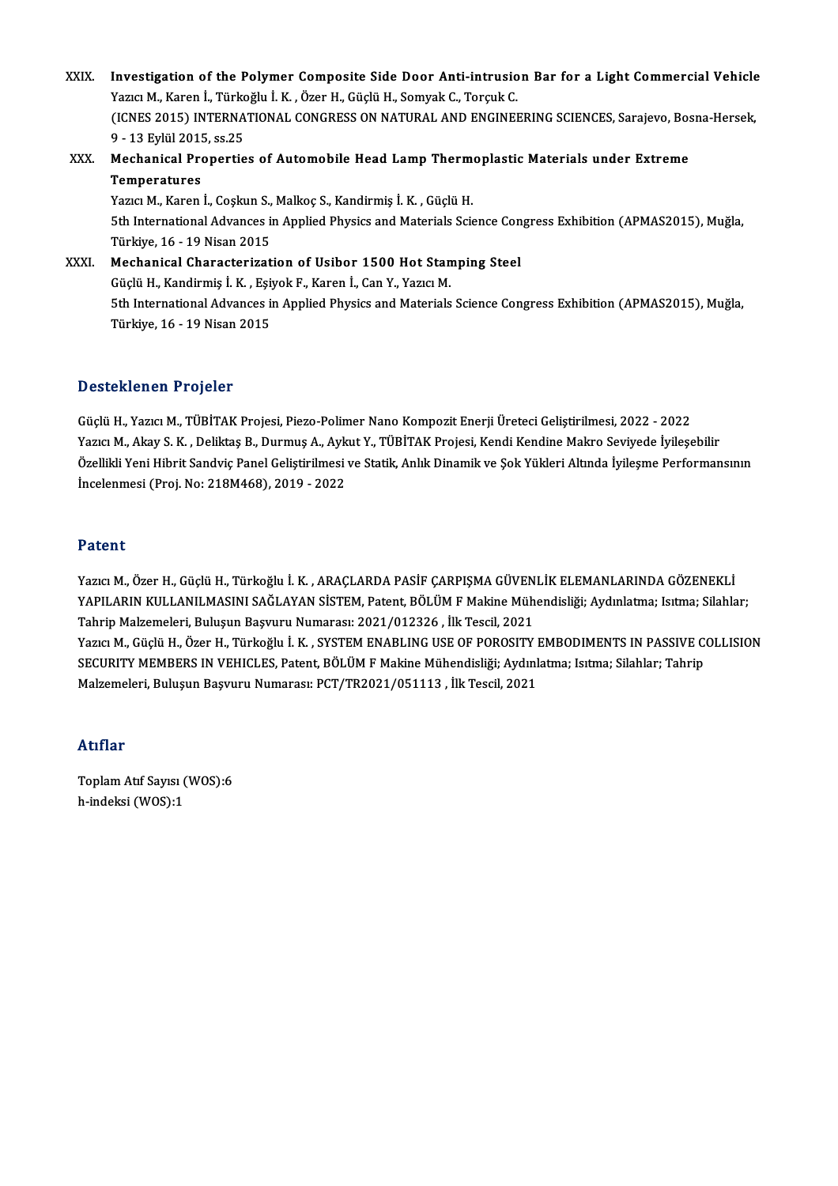XXIX. **Investigation of the Polymer Composite Side Door Anti-intrusion Bar for a Light Commercial Vehicle**
Yazıcı M., Karen İ., Türkoğlu İ. K. , Özer H., Güçlü H., Somyak C., Torçuk C.
(ICNES 2015) INTERNATIONAL CONGRESS ON NATURAL AND ENGINEERING SCIENCES, Sarajevo, Bosna-Hersek, 9 - 13 Eylül 2015, ss.25

XXX. **Mechanical Properties of Automobile Head Lamp Thermoplastic Materials under Extreme Temperatures**
Yazıcı M., Karen İ., Coşkun S., Malkoç S., Kandirmiş İ. K. , Güçlü H.
5th International Advances in Applied Physics and Materials Science Congress Exhibition (APMAS2015), Muğla, Türkiye, 16 - 19 Nisan 2015

XXXI. **Mechanical Characterization of Usibor 1500 Hot Stamping Steel**
Güçlü H., Kandirmiş İ. K. , Eşiyok F., Karen İ., Can Y., Yazıcı M.
5th International Advances in Applied Physics and Materials Science Congress Exhibition (APMAS2015), Muğla, Türkiye, 16 - 19 Nisan 2015

## Desteklenen Projeler

Güçlü H., Yazıcı M., TÜBİTAK Projesi, Piezo-Polimer Nano Kompozit Enerji Üreteci Geliştirilmesi, 2022 - 2022
Yazıcı M., Akay S. K. , Deliktaş B., Durmuş A., Aykut Y., TÜBİTAK Projesi, Kendi Kendine Makro Seviyede İyileşebilir Özellikli Yeni Hibrit Sandviç Panel Geliştirilmesi ve Statik, Anlık Dinamik ve Şok Yükleri Altında İyileşme Performansının İncelenmesi (Proj. No: 218M468), 2019 - 2022

## Patent

Yazıcı M., Özer H., Güçlü H., Türkoğlu İ. K. , ARAÇLARDA PASİF ÇARPIŞMA GÜVENLİK ELEMANLARINDA GÖZENEKLİ YAPILARIN KULLANILMASINI SAĞLAYAN SİSTEM, Patent, BÖLÜM F Makine Mühendisliği; Aydınlatma; Isıtma; Silahlar; Tahrip Malzemeleri, Buluşun Başvuru Numarası: 2021/012326 , İlk Tescil, 2021
Yazıcı M., Güçlü H., Özer H., Türkoğlu İ. K. , SYSTEM ENABLING USE OF POROSITY EMBODIMENTS IN PASSIVE COLLISION SECURITY MEMBERS IN VEHICLES, Patent, BÖLÜM F Makine Mühendisliği; Aydınlatma; Isıtma; Silahlar; Tahrip Malzemeleri, Buluşun Başvuru Numarası: PCT/TR2021/051113 , İlk Tescil, 2021

## Atıflar

Toplam Atıf Sayısı (WOS):6
h-indeksi (WOS):1